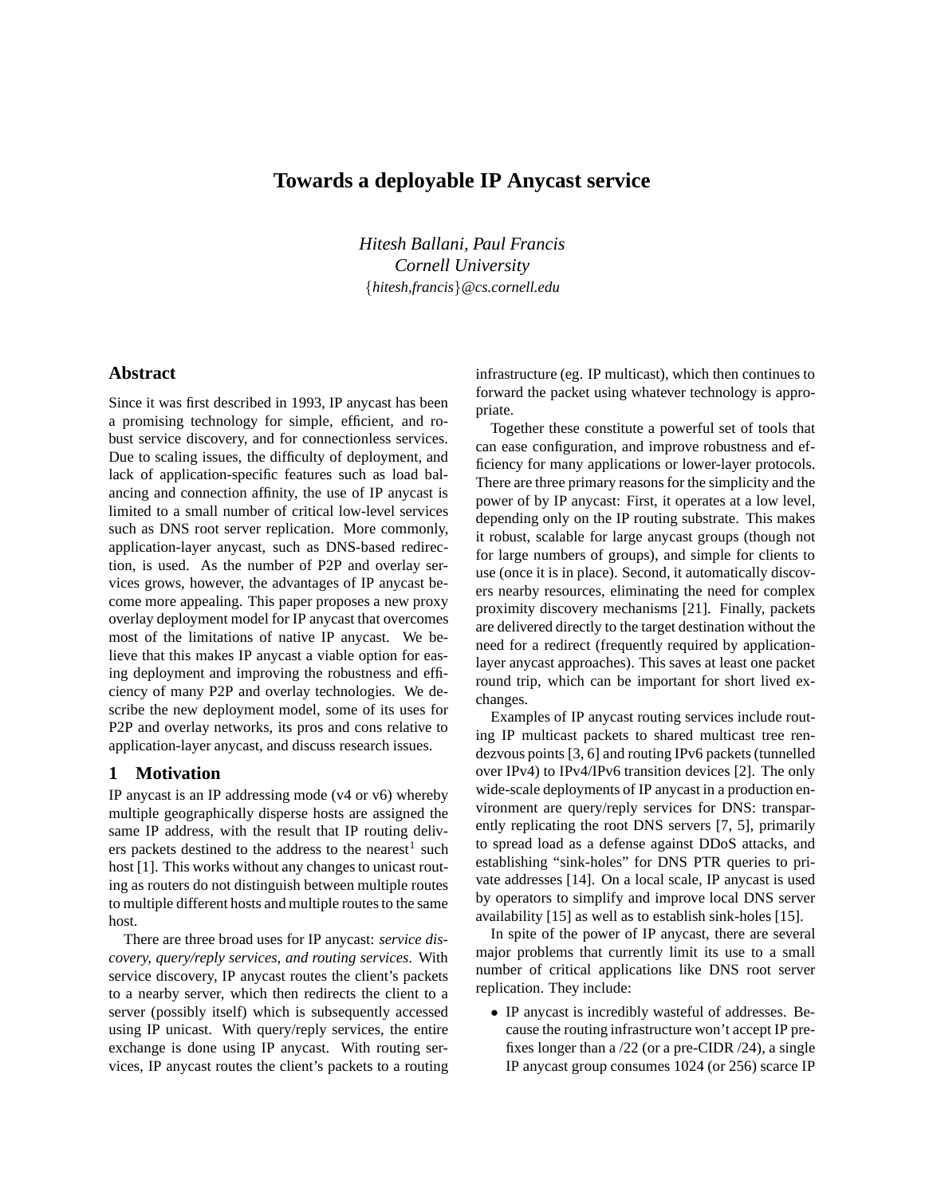# Towards a deployable IP Anycast service

*Hitesh Ballani, Paul Francis*
*Cornell University*
{*hitesh,francis*}*@cs.cornell.edu*

## Abstract

Since it was first described in 1993, IP anycast has been a promising technology for simple, efficient, and robust service discovery, and for connectionless services. Due to scaling issues, the difficulty of deployment, and lack of application-specific features such as load balancing and connection affinity, the use of IP anycast is limited to a small number of critical low-level services such as DNS root server replication. More commonly, application-layer anycast, such as DNS-based redirection, is used. As the number of P2P and overlay services grows, however, the advantages of IP anycast become more appealing. This paper proposes a new proxy overlay deployment model for IP anycast that overcomes most of the limitations of native IP anycast. We believe that this makes IP anycast a viable option for easing deployment and improving the robustness and efficiency of many P2P and overlay technologies. We describe the new deployment model, some of its uses for P2P and overlay networks, its pros and cons relative to application-layer anycast, and discuss research issues.

## 1 Motivation

IP anycast is an IP addressing mode (v4 or v6) whereby multiple geographically disperse hosts are assigned the same IP address, with the result that IP routing delivers packets destined to the address to the nearest[1] such host [1]. This works without any changes to unicast routing as routers do not distinguish between multiple routes to multiple different hosts and multiple routes to the same host.

There are three broad uses for IP anycast: *service discovery, query/reply services, and routing services*. With service discovery, IP anycast routes the client's packets to a nearby server, which then redirects the client to a server (possibly itself) which is subsequently accessed using IP unicast. With query/reply services, the entire exchange is done using IP anycast. With routing services, IP anycast routes the client's packets to a routing infrastructure (eg. IP multicast), which then continues to forward the packet using whatever technology is appropriate.

Together these constitute a powerful set of tools that can ease configuration, and improve robustness and efficiency for many applications or lower-layer protocols. There are three primary reasons for the simplicity and the power of by IP anycast: First, it operates at a low level, depending only on the IP routing substrate. This makes it robust, scalable for large anycast groups (though not for large numbers of groups), and simple for clients to use (once it is in place). Second, it automatically discovers nearby resources, eliminating the need for complex proximity discovery mechanisms [21]. Finally, packets are delivered directly to the target destination without the need for a redirect (frequently required by application-layer anycast approaches). This saves at least one packet round trip, which can be important for short lived exchanges.

Examples of IP anycast routing services include routing IP multicast packets to shared multicast tree rendezvous points [3, 6] and routing IPv6 packets (tunnelled over IPv4) to IPv4/IPv6 transition devices [2]. The only wide-scale deployments of IP anycast in a production environment are query/reply services for DNS: transparently replicating the root DNS servers [7, 5], primarily to spread load as a defense against DDoS attacks, and establishing "sink-holes" for DNS PTR queries to private addresses [14]. On a local scale, IP anycast is used by operators to simplify and improve local DNS server availability [15] as well as to establish sink-holes [15].

In spite of the power of IP anycast, there are several major problems that currently limit its use to a small number of critical applications like DNS root server replication. They include:

- IP anycast is incredibly wasteful of addresses. Because the routing infrastructure won't accept IP prefixes longer than a /22 (or a pre-CIDR /24), a single IP anycast group consumes 1024 (or 256) scarce IP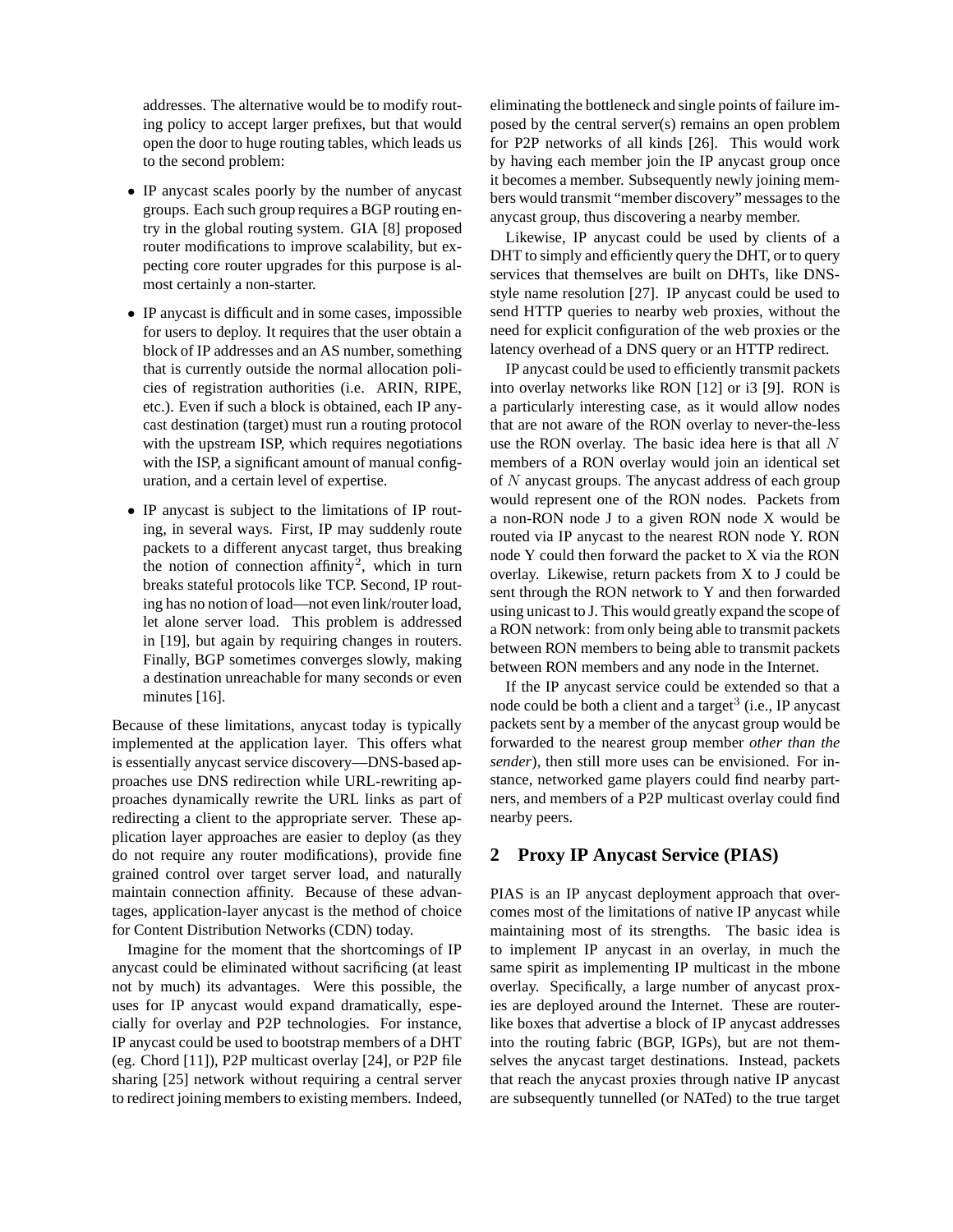addresses. The alternative would be to modify routing policy to accept larger prefixes, but that would open the door to huge routing tables, which leads us to the second problem:

- IP anycast scales poorly by the number of anycast groups. Each such group requires a BGP routing entry in the global routing system. GIA [8] proposed router modifications to improve scalability, but expecting core router upgrades for this purpose is almost certainly a non-starter.
- IP anycast is difficult and in some cases, impossible for users to deploy. It requires that the user obtain a block of IP addresses and an AS number, something that is currently outside the normal allocation policies of registration authorities (i.e. ARIN, RIPE, etc.). Even if such a block is obtained, each IP anycast destination (target) must run a routing protocol with the upstream ISP, which requires negotiations with the ISP, a significant amount of manual configuration, and a certain level of expertise.
- IP anycast is subject to the limitations of IP routing, in several ways. First, IP may suddenly route packets to a different anycast target, thus breaking the notion of connection affinity[2], which in turn breaks stateful protocols like TCP. Second, IP routing has no notion of load—not even link/router load, let alone server load. This problem is addressed in [19], but again by requiring changes in routers. Finally, BGP sometimes converges slowly, making a destination unreachable for many seconds or even minutes [16].

Because of these limitations, anycast today is typically implemented at the application layer. This offers what is essentially anycast service discovery—DNS-based approaches use DNS redirection while URL-rewriting approaches dynamically rewrite the URL links as part of redirecting a client to the appropriate server. These application layer approaches are easier to deploy (as they do not require any router modifications), provide fine grained control over target server load, and naturally maintain connection affinity. Because of these advantages, application-layer anycast is the method of choice for Content Distribution Networks (CDN) today.

Imagine for the moment that the shortcomings of IP anycast could be eliminated without sacrificing (at least not by much) its advantages. Were this possible, the uses for IP anycast would expand dramatically, especially for overlay and P2P technologies. For instance, IP anycast could be used to bootstrap members of a DHT (eg. Chord [11]), P2P multicast overlay [24], or P2P file sharing [25] network without requiring a central server to redirect joining members to existing members. Indeed, eliminating the bottleneck and single points of failure imposed by the central server(s) remains an open problem for P2P networks of all kinds [26]. This would work by having each member join the IP anycast group once it becomes a member. Subsequently newly joining members would transmit "member discovery" messages to the anycast group, thus discovering a nearby member.

Likewise, IP anycast could be used by clients of a DHT to simply and efficiently query the DHT, or to query services that themselves are built on DHTs, like DNS-style name resolution [27]. IP anycast could be used to send HTTP queries to nearby web proxies, without the need for explicit configuration of the web proxies or the latency overhead of a DNS query or an HTTP redirect.

IP anycast could be used to efficiently transmit packets into overlay networks like RON [12] or i3 [9]. RON is a particularly interesting case, as it would allow nodes that are not aware of the RON overlay to never-the-less use the RON overlay. The basic idea here is that all $N$ members of a RON overlay would join an identical set of $N$ anycast groups. The anycast address of each group would represent one of the RON nodes. Packets from a non-RON node J to a given RON node X would be routed via IP anycast to the nearest RON node Y. RON node Y could then forward the packet to X via the RON overlay. Likewise, return packets from X to J could be sent through the RON network to Y and then forwarded using unicast to J. This would greatly expand the scope of a RON network: from only being able to transmit packets between RON members to being able to transmit packets between RON members and any node in the Internet.

If the IP anycast service could be extended so that a node could be both a client and a target[3] (i.e., IP anycast packets sent by a member of the anycast group would be forwarded to the nearest group member *other than the sender*), then still more uses can be envisioned. For instance, networked game players could find nearby partners, and members of a P2P multicast overlay could find nearby peers.

## 2 Proxy IP Anycast Service (PIAS)

PIAS is an IP anycast deployment approach that overcomes most of the limitations of native IP anycast while maintaining most of its strengths. The basic idea is to implement IP anycast in an overlay, in much the same spirit as implementing IP multicast in the mbone overlay. Specifically, a large number of anycast proxies are deployed around the Internet. These are router-like boxes that advertise a block of IP anycast addresses into the routing fabric (BGP, IGPs), but are not themselves the anycast target destinations. Instead, packets that reach the anycast proxies through native IP anycast are subsequently tunnelled (or NATed) to the true target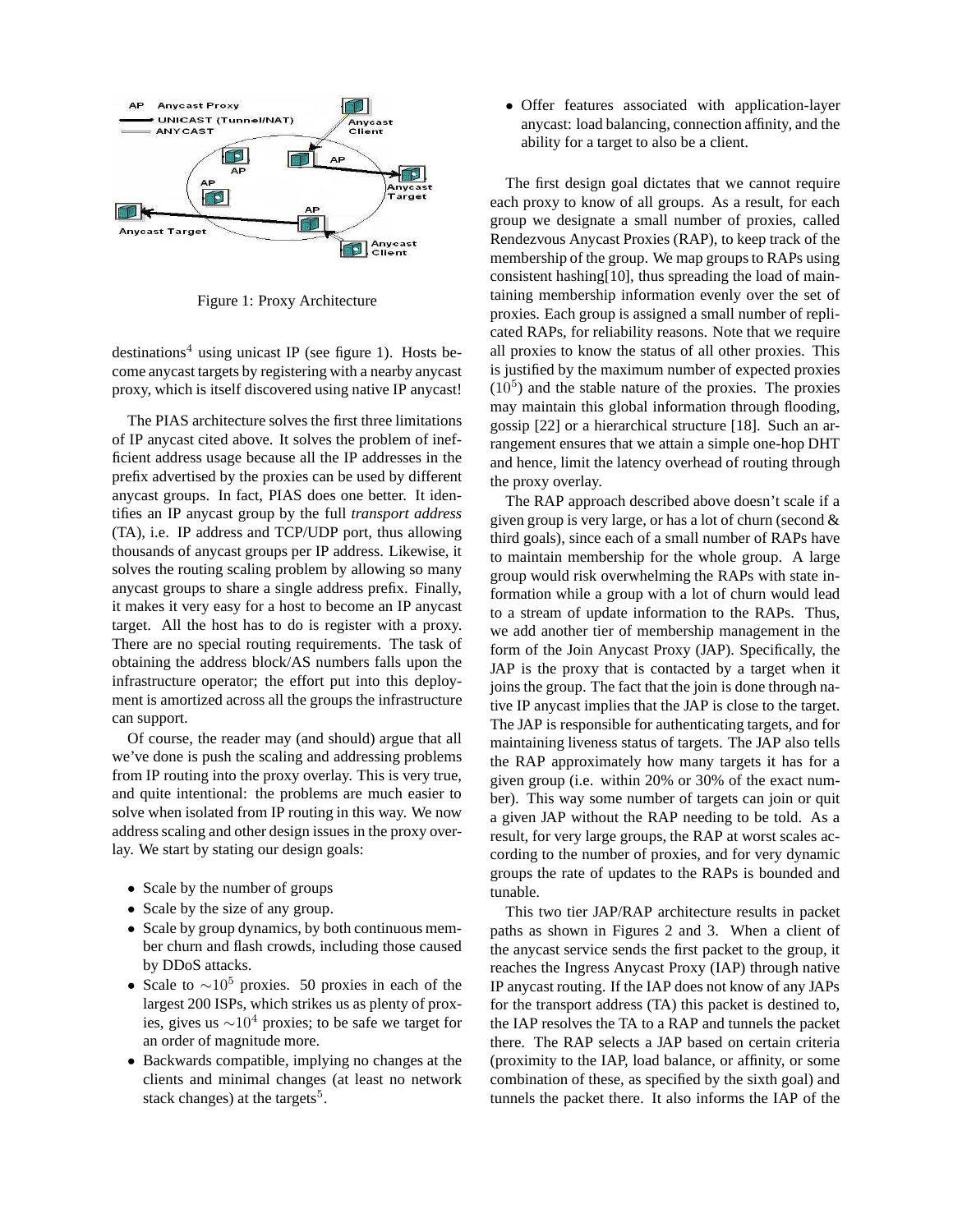Figure 1: Proxy Architecture

destinations[4] using unicast IP (see figure 1). Hosts become anycast targets by registering with a nearby anycast proxy, which is itself discovered using native IP anycast!

The PIAS architecture solves the first three limitations of IP anycast cited above. It solves the problem of inefficient address usage because all the IP addresses in the prefix advertised by the proxies can be used by different anycast groups. In fact, PIAS does one better. It identifies an IP anycast group by the full *transport address* (TA), i.e. IP address and TCP/UDP port, thus allowing thousands of anycast groups per IP address. Likewise, it solves the routing scaling problem by allowing so many anycast groups to share a single address prefix. Finally, it makes it very easy for a host to become an IP anycast target. All the host has to do is register with a proxy. There are no special routing requirements. The task of obtaining the address block/AS numbers falls upon the infrastructure operator; the effort put into this deployment is amortized across all the groups the infrastructure can support.

Of course, the reader may (and should) argue that all we've done is push the scaling and addressing problems from IP routing into the proxy overlay. This is very true, and quite intentional: the problems are much easier to solve when isolated from IP routing in this way. We now address scaling and other design issues in the proxy overlay. We start by stating our design goals:

- Scale by the number of groups
- Scale by the size of any group.
- Scale by group dynamics, by both continuous member churn and flash crowds, including those caused by DDoS attacks.
- Scale to $\sim 10^5$ proxies. 50 proxies in each of the largest 200 ISPs, which strikes us as plenty of proxies, gives us $\sim 10^4$ proxies; to be safe we target for an order of magnitude more.
- Backwards compatible, implying no changes at the clients and minimal changes (at least no network stack changes) at the targets[5].
- Offer features associated with application-layer anycast: load balancing, connection affinity, and the ability for a target to also be a client.

The first design goal dictates that we cannot require each proxy to know of all groups. As a result, for each group we designate a small number of proxies, called Rendezvous Anycast Proxies (RAP), to keep track of the membership of the group. We map groups to RAPs using consistent hashing[10], thus spreading the load of maintaining membership information evenly over the set of proxies. Each group is assigned a small number of replicated RAPs, for reliability reasons. Note that we require all proxies to know the status of all other proxies. This is justified by the maximum number of expected proxies ($10^5$) and the stable nature of the proxies. The proxies may maintain this global information through flooding, gossip [22] or a hierarchical structure [18]. Such an arrangement ensures that we attain a simple one-hop DHT and hence, limit the latency overhead of routing through the proxy overlay.

The RAP approach described above doesn't scale if a given group is very large, or has a lot of churn (second & third goals), since each of a small number of RAPs have to maintain membership for the whole group. A large group would risk overwhelming the RAPs with state information while a group with a lot of churn would lead to a stream of update information to the RAPs. Thus, we add another tier of membership management in the form of the Join Anycast Proxy (JAP). Specifically, the JAP is the proxy that is contacted by a target when it joins the group. The fact that the join is done through native IP anycast implies that the JAP is close to the target. The JAP is responsible for authenticating targets, and for maintaining liveness status of targets. The JAP also tells the RAP approximately how many targets it has for a given group (i.e. within 20% or 30% of the exact number). This way some number of targets can join or quit a given JAP without the RAP needing to be told. As a result, for very large groups, the RAP at worst scales according to the number of proxies, and for very dynamic groups the rate of updates to the RAPs is bounded and tunable.

This two tier JAP/RAP architecture results in packet paths as shown in Figures 2 and 3. When a client of the anycast service sends the first packet to the group, it reaches the Ingress Anycast Proxy (IAP) through native IP anycast routing. If the IAP does not know of any JAPs for the transport address (TA) this packet is destined to, the IAP resolves the TA to a RAP and tunnels the packet there. The RAP selects a JAP based on certain criteria (proximity to the IAP, load balance, or affinity, or some combination of these, as specified by the sixth goal) and tunnels the packet there. It also informs the IAP of the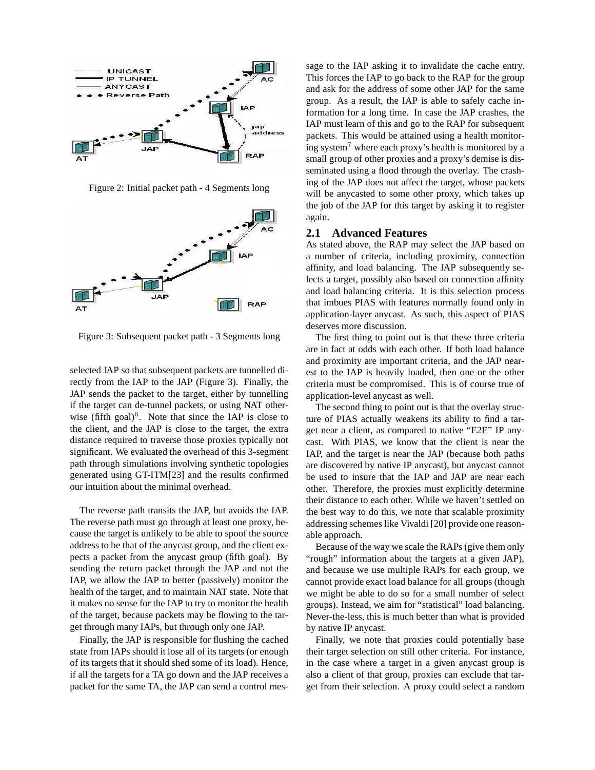Figure 2: Initial packet path - 4 Segments long

Figure 3: Subsequent packet path - 3 Segments long

selected JAP so that subsequent packets are tunnelled directly from the IAP to the JAP (Figure 3). Finally, the JAP sends the packet to the target, either by tunnelling if the target can de-tunnel packets, or using NAT otherwise (fifth goal)[6]. Note that since the IAP is close to the client, and the JAP is close to the target, the extra distance required to traverse those proxies typically not significant. We evaluated the overhead of this 3-segment path through simulations involving synthetic topologies generated using GT-ITM[23] and the results confirmed our intuition about the minimal overhead.

The reverse path transits the JAP, but avoids the IAP. The reverse path must go through at least one proxy, because the target is unlikely to be able to spoof the source address to be that of the anycast group, and the client expects a packet from the anycast group (fifth goal). By sending the return packet through the JAP and not the IAP, we allow the JAP to better (passively) monitor the health of the target, and to maintain NAT state. Note that it makes no sense for the IAP to try to monitor the health of the target, because packets may be flowing to the target through many IAPs, but through only one JAP.

Finally, the JAP is responsible for flushing the cached state from IAPs should it lose all of its targets (or enough of its targets that it should shed some of its load). Hence, if all the targets for a TA go down and the JAP receives a packet for the same TA, the JAP can send a control message to the IAP asking it to invalidate the cache entry. This forces the IAP to go back to the RAP for the group and ask for the address of some other JAP for the same group. As a result, the IAP is able to safely cache information for a long time. In case the JAP crashes, the IAP must learn of this and go to the RAP for subsequent packets. This would be attained using a health monitoring system[7] where each proxy's health is monitored by a small group of other proxies and a proxy's demise is disseminated using a flood through the overlay. The crashing of the JAP does not affect the target, whose packets will be anycasted to some other proxy, which takes up the job of the JAP for this target by asking it to register again.

## 2.1 Advanced Features

As stated above, the RAP may select the JAP based on a number of criteria, including proximity, connection affinity, and load balancing. The JAP subsequently selects a target, possibly also based on connection affinity and load balancing criteria. It is this selection process that imbues PIAS with features normally found only in application-layer anycast. As such, this aspect of PIAS deserves more discussion.

The first thing to point out is that these three criteria are in fact at odds with each other. If both load balance and proximity are important criteria, and the JAP nearest to the IAP is heavily loaded, then one or the other criteria must be compromised. This is of course true of application-level anycast as well.

The second thing to point out is that the overlay structure of PIAS actually weakens its ability to find a target near a client, as compared to native "E2E" IP anycast. With PIAS, we know that the client is near the IAP, and the target is near the JAP (because both paths are discovered by native IP anycast), but anycast cannot be used to insure that the IAP and JAP are near each other. Therefore, the proxies must explicitly determine their distance to each other. While we haven't settled on the best way to do this, we note that scalable proximity addressing schemes like Vivaldi [20] provide one reasonable approach.

Because of the way we scale the RAPs (give them only "rough" information about the targets at a given JAP), and because we use multiple RAPs for each group, we cannot provide exact load balance for all groups (though we might be able to do so for a small number of select groups). Instead, we aim for "statistical" load balancing. Never-the-less, this is much better than what is provided by native IP anycast.

Finally, we note that proxies could potentially base their target selection on still other criteria. For instance, in the case where a target in a given anycast group is also a client of that group, proxies can exclude that target from their selection. A proxy could select a random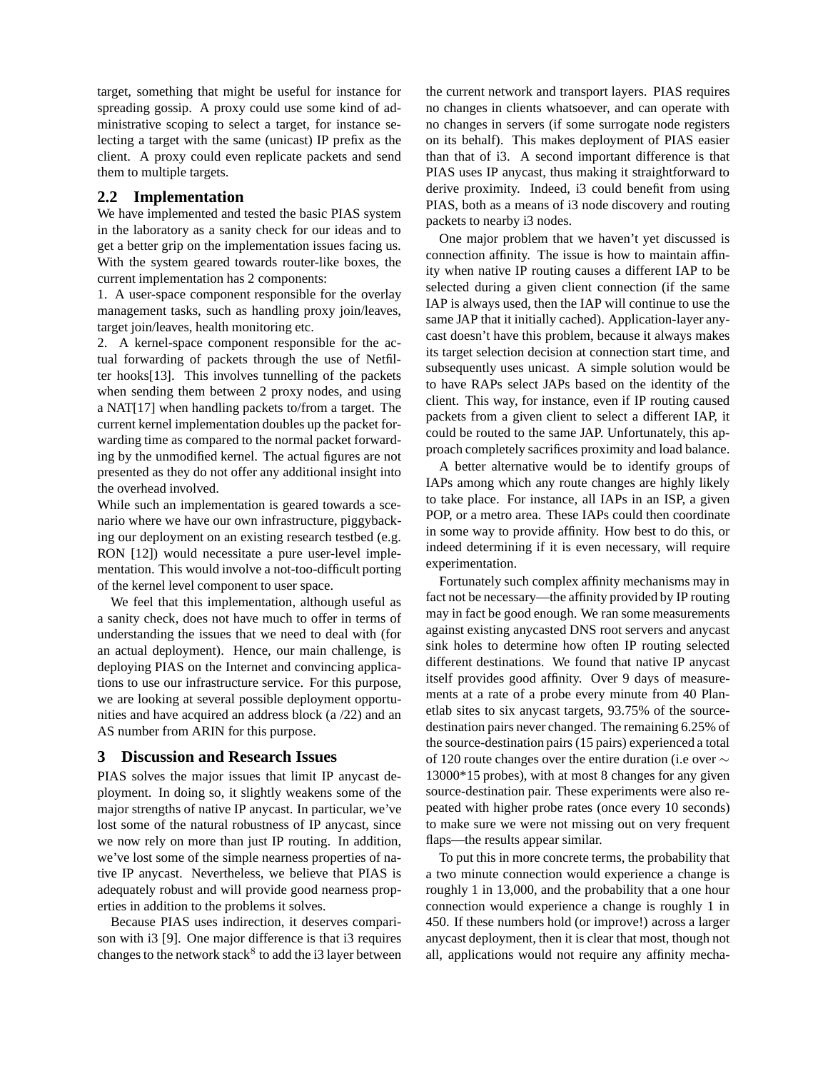target, something that might be useful for instance for spreading gossip. A proxy could use some kind of administrative scoping to select a target, for instance selecting a target with the same (unicast) IP prefix as the client. A proxy could even replicate packets and send them to multiple targets.

## 2.2 Implementation

We have implemented and tested the basic PIAS system in the laboratory as a sanity check for our ideas and to get a better grip on the implementation issues facing us. With the system geared towards router-like boxes, the current implementation has 2 components:

1. A user-space component responsible for the overlay management tasks, such as handling proxy join/leaves, target join/leaves, health monitoring etc.
2. A kernel-space component responsible for the actual forwarding of packets through the use of Netfilter hooks[13]. This involves tunnelling of the packets when sending them between 2 proxy nodes, and using a NAT[17] when handling packets to/from a target. The current kernel implementation doubles up the packet forwarding time as compared to the normal packet forwarding by the unmodified kernel. The actual figures are not presented as they do not offer any additional insight into the overhead involved.

While such an implementation is geared towards a scenario where we have our own infrastructure, piggybacking our deployment on an existing research testbed (e.g. RON [12]) would necessitate a pure user-level implementation. This would involve a not-too-difficult porting of the kernel level component to user space.

We feel that this implementation, although useful as a sanity check, does not have much to offer in terms of understanding the issues that we need to deal with (for an actual deployment). Hence, our main challenge, is deploying PIAS on the Internet and convincing applications to use our infrastructure service. For this purpose, we are looking at several possible deployment opportunities and have acquired an address block (a /22) and an AS number from ARIN for this purpose.

# 3 Discussion and Research Issues

PIAS solves the major issues that limit IP anycast deployment. In doing so, it slightly weakens some of the major strengths of native IP anycast. In particular, we've lost some of the natural robustness of IP anycast, since we now rely on more than just IP routing. In addition, we've lost some of the simple nearness properties of native IP anycast. Nevertheless, we believe that PIAS is adequately robust and will provide good nearness properties in addition to the problems it solves.

Because PIAS uses indirection, it deserves comparison with i3 [9]. One major difference is that i3 requires changes to the network stack[8] to add the i3 layer between the current network and transport layers. PIAS requires no changes in clients whatsoever, and can operate with no changes in servers (if some surrogate node registers on its behalf). This makes deployment of PIAS easier than that of i3. A second important difference is that PIAS uses IP anycast, thus making it straightforward to derive proximity. Indeed, i3 could benefit from using PIAS, both as a means of i3 node discovery and routing packets to nearby i3 nodes.

One major problem that we haven't yet discussed is connection affinity. The issue is how to maintain affinity when native IP routing causes a different IAP to be selected during a given client connection (if the same IAP is always used, then the IAP will continue to use the same JAP that it initially cached). Application-layer anycast doesn't have this problem, because it always makes its target selection decision at connection start time, and subsequently uses unicast. A simple solution would be to have RAPs select JAPs based on the identity of the client. This way, for instance, even if IP routing caused packets from a given client to select a different IAP, it could be routed to the same JAP. Unfortunately, this approach completely sacrifices proximity and load balance.

A better alternative would be to identify groups of IAPs among which any route changes are highly likely to take place. For instance, all IAPs in an ISP, a given POP, or a metro area. These IAPs could then coordinate in some way to provide affinity. How best to do this, or indeed determining if it is even necessary, will require experimentation.

Fortunately such complex affinity mechanisms may in fact not be necessary—the affinity provided by IP routing may in fact be good enough. We ran some measurements against existing anycasted DNS root servers and anycast sink holes to determine how often IP routing selected different destinations. We found that native IP anycast itself provides good affinity. Over 9 days of measurements at a rate of a probe every minute from 40 Planetlab sites to six anycast targets, 93.75% of the source-destination pairs never changed. The remaining 6.25% of the source-destination pairs (15 pairs) experienced a total of 120 route changes over the entire duration (i.e over $\sim$ 13000*15 probes), with at most 8 changes for any given source-destination pair. These experiments were also repeated with higher probe rates (once every 10 seconds) to make sure we were not missing out on very frequent flaps—the results appear similar.

To put this in more concrete terms, the probability that a two minute connection would experience a change is roughly 1 in 13,000, and the probability that a one hour connection would experience a change is roughly 1 in 450. If these numbers hold (or improve!) across a larger anycast deployment, then it is clear that most, though not all, applications would not require any affinity mecha-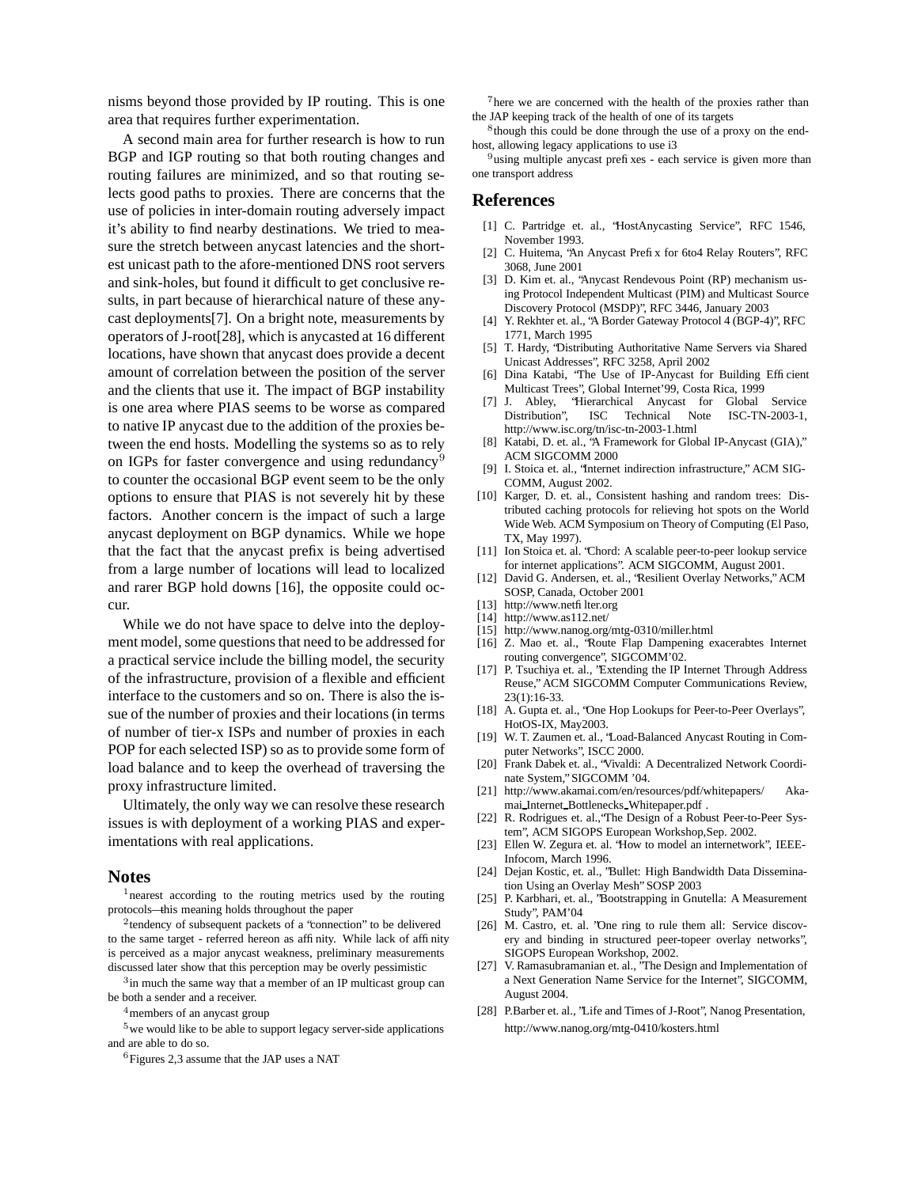nisms beyond those provided by IP routing. This is one area that requires further experimentation.

A second main area for further research is how to run BGP and IGP routing so that both routing changes and routing failures are minimized, and so that routing selects good paths to proxies. There are concerns that the use of policies in inter-domain routing adversely impact it's ability to find nearby destinations. We tried to measure the stretch between anycast latencies and the shortest unicast path to the afore-mentioned DNS root servers and sink-holes, but found it difficult to get conclusive results, in part because of hierarchical nature of these anycast deployments[7]. On a bright note, measurements by operators of J-root[28], which is anycasted at 16 different locations, have shown that anycast does provide a decent amount of correlation between the position of the server and the clients that use it. The impact of BGP instability is one area where PIAS seems to be worse as compared to native IP anycast due to the addition of the proxies between the end hosts. Modelling the systems so as to rely on IGPs for faster convergence and using redundancy[9] to counter the occasional BGP event seem to be the only options to ensure that PIAS is not severely hit by these factors. Another concern is the impact of such a large anycast deployment on BGP dynamics. While we hope that the fact that the anycast prefix is being advertised from a large number of locations will lead to localized and rarer BGP hold downs [16], the opposite could occur.

While we do not have space to delve into the deployment model, some questions that need to be addressed for a practical service include the billing model, the security of the infrastructure, provision of a flexible and efficient interface to the customers and so on. There is also the issue of the number of proxies and their locations (in terms of number of tier-x ISPs and number of proxies in each POP for each selected ISP) so as to provide some form of load balance and to keep the overhead of traversing the proxy infrastructure limited.

Ultimately, the only way we can resolve these research issues is with deployment of a working PIAS and experimentations with real applications.

## Notes

[1] nearest according to the routing metrics used by the routing protocols—this meaning holds throughout the paper

[2] tendency of subsequent packets of a "connection" to be delivered to the same target - referred hereon as affinity. While lack of affinity is perceived as a major anycast weakness, preliminary measurements discussed later show that this perception may be overly pessimistic

[3] in much the same way that a member of an IP multicast group can be both a sender and a receiver.

[4] members of an anycast group

[5] we would like to be able to support legacy server-side applications and are able to do so.

[6] Figures 2,3 assume that the JAP uses a NAT

[7] here we are concerned with the health of the proxies rather than the JAP keeping track of the health of one of its targets

[8] though this could be done through the use of a proxy on the end-host, allowing legacy applications to use i3

[9] using multiple anycast prefixes - each service is given more than one transport address

## References

[1] C. Partridge et. al., "HostAnycasting Service", RFC 1546, November 1993.

[2] C. Huitema, "An Anycast Prefix for 6to4 Relay Routers", RFC 3068, June 2001

[3] D. Kim et. al., "Anycast Rendevous Point (RP) mechanism using Protocol Independent Multicast (PIM) and Multicast Source Discovery Protocol (MSDP)", RFC 3446, January 2003

[4] Y. Rekhter et. al., "A Border Gateway Protocol 4 (BGP-4)", RFC 1771, March 1995

[5] T. Hardy, "Distributing Authoritative Name Servers via Shared Unicast Addresses", RFC 3258, April 2002

[6] Dina Katabi, "The Use of IP-Anycast for Building Efficient Multicast Trees", Global Internet'99, Costa Rica, 1999

[7] J. Abley, "Hierarchical Anycast for Global Service Distribution", ISC Technical Note ISC-TN-2003-1, http://www.isc.org/tn/isc-tn-2003-1.html

[8] Katabi, D. et. al., "A Framework for Global IP-Anycast (GIA)," ACM SIGCOMM 2000

[9] I. Stoica et. al., "Internet indirection infrastructure," ACM SIGCOMM, August 2002.

[10] Karger, D. et. al., Consistent hashing and random trees: Distributed caching protocols for relieving hot spots on the World Wide Web. ACM Symposium on Theory of Computing (El Paso, TX, May 1997).

[11] Ion Stoica et. al. "Chord: A scalable peer-to-peer lookup service for internet applications". ACM SIGCOMM, August 2001.

[12] David G. Andersen, et. al., "Resilient Overlay Networks," ACM SOSP, Canada, October 2001

[13] http://www.netfilter.org

[14] http://www.as112.net/

[15] http://www.nanog.org/mtg-0310/miller.html

[16] Z. Mao et. al., "Route Flap Dampening exacerabtes Internet routing convergence", SIGCOMM'02.

[17] P. Tsuchiya et. al., "Extending the IP Internet Through Address Reuse," ACM SIGCOMM Computer Communications Review, 23(1):16-33.

[18] A. Gupta et. al., "One Hop Lookups for Peer-to-Peer Overlays", HotOS-IX, May2003.

[19] W. T. Zaumen et. al., "Load-Balanced Anycast Routing in Computer Networks", ISCC 2000.

[20] Frank Dabek et. al., "Vivaldi: A Decentralized Network Coordinate System," SIGCOMM '04.

[21] http://www.akamai.com/en/resources/pdf/whitepapers/ Akamai_Internet_Bottlenecks_Whitepaper.pdf .

[22] R. Rodrigues et. al.,"The Design of a Robust Peer-to-Peer System", ACM SIGOPS European Workshop,Sep. 2002.

[23] Ellen W. Zegura et. al. "How to model an internetwork", IEEE-Infocom, March 1996.

[24] Dejan Kostic, et. al., "Bullet: High Bandwidth Data Dissemination Using an Overlay Mesh" SOSP 2003

[25] P. Karbhari, et. al., "Bootstrapping in Gnutella: A Measurement Study", PAM'04

[26] M. Castro, et. al. "One ring to rule them all: Service discovery and binding in structured peer-topeer overlay networks", SIGOPS European Workshop, 2002.

[27] V. Ramasubramanian et. al., "The Design and Implementation of a Next Generation Name Service for the Internet", SIGCOMM, August 2004.

[28] P.Barber et. al., "Life and Times of J-Root", Nanog Presentation, http://www.nanog.org/mtg-0410/kosters.html